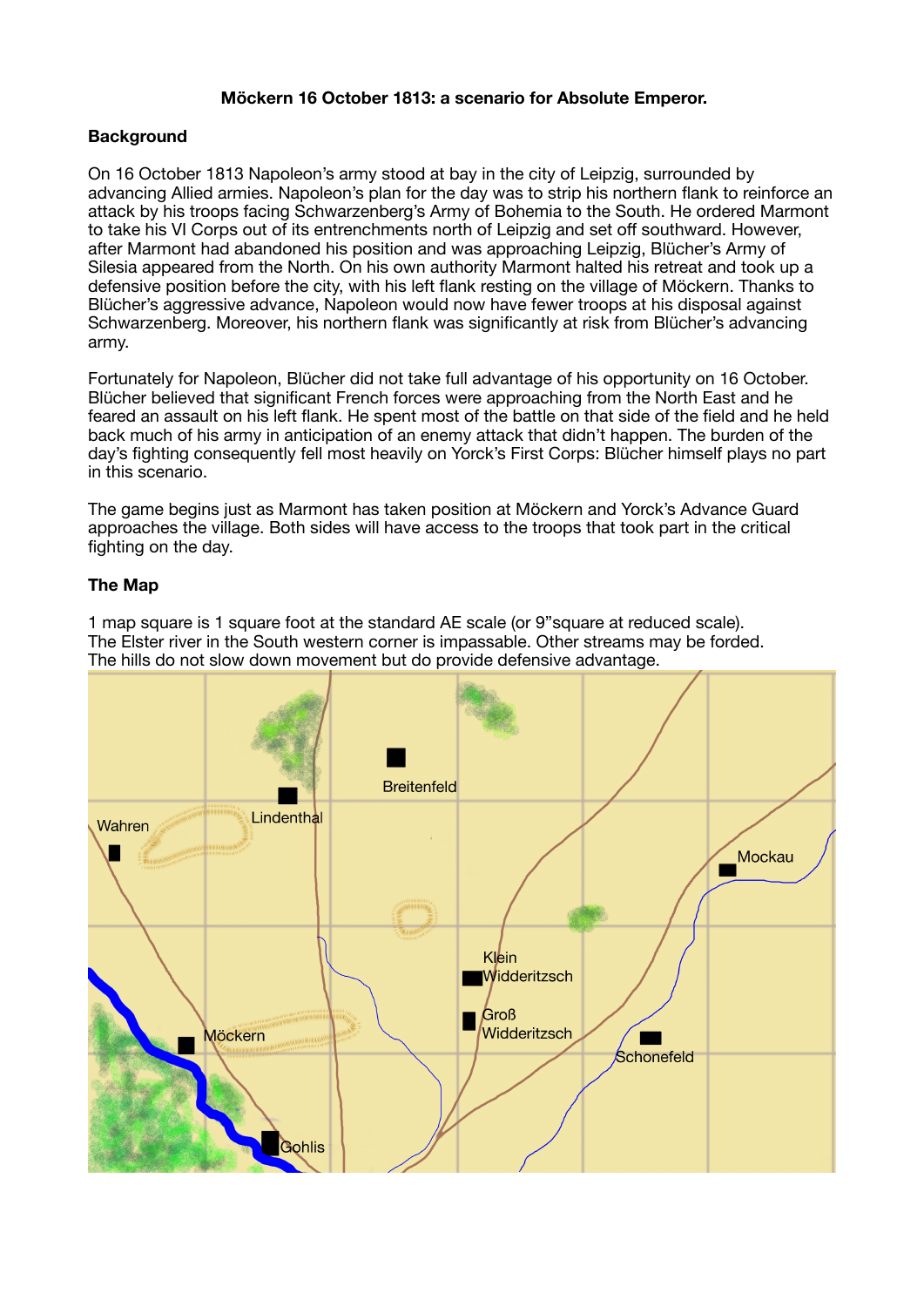**Möckern 16 October 1813: a scenario for Absolute Emperor.**

## Background

On 16 October 1813 Napoleon's army stood at bay in the city of Leipzig, surrounded by advancing Allied armies. Napoleon's plan for the day was to strip his northern flank to reinforce an attack by his troops facing Schwarzenberg's Army of Bohemia to the South. He ordered Marmont to take his VI Corps out of its entrenchments north of Leipzig and set off southward. However, after Marmont had abandoned his position and was approaching Leipzig, Blücher's Army of Silesia appeared from the North. On his own authority Marmont halted his retreat and took up a defensive position before the city, with his left flank resting on the village of Möckern. Thanks to Blücher's aggressive advance, Napoleon would now have fewer troops at his disposal against Schwarzenberg. Moreover, his northern flank was significantly at risk from Blücher's advancing army.

Fortunately for Napoleon, Blücher did not take full advantage of his opportunity on 16 October. Blücher believed that significant French forces were approaching from the North East and he feared an assault on his left flank. He spent most of the battle on that side of the field and he held back much of his army in anticipation of an enemy attack that didn't happen. The burden of the day's fighting consequently fell most heavily on Yorck's First Corps: Blücher himself plays no part in this scenario.

The game begins just as Marmont has taken position at Möckern and Yorck's Advance Guard approaches the village. Both sides will have access to the troops that took part in the critical fighting on the day.

## The Map

1 map square is 1 square foot at the standard AE scale (or 9"square at reduced scale). The Elster river in the South western corner is impassable. Other streams may be forded. The hills do not slow down movement but do provide defensive advantage.

Wahren | Lindenthal | Breitenfeld | Mockau | Klein Widderitzsch | Groß Widderitzsch | Möckern | Schonefeld | Gohlis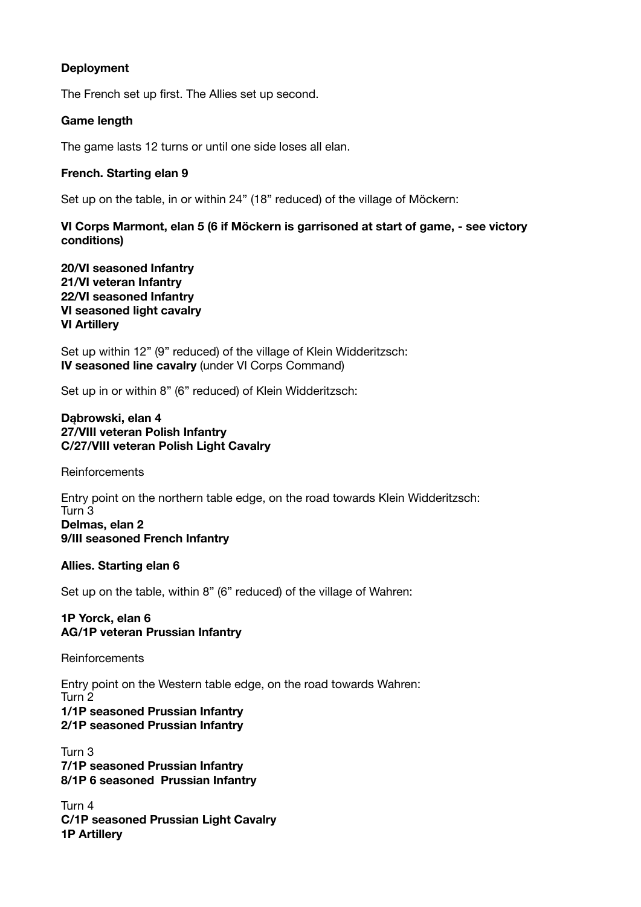**Deployment**

The French set up first. The Allies set up second.

**Game length**

The game lasts 12 turns or until one side loses all elan.

**French. Starting elan 9**

Set up on the table, in or within 24" (18" reduced) of the village of Möckern:

**VI Corps Marmont, elan 5 (6 if Möckern is garrisoned at start of game, - see victory conditions)**

**20/VI seasoned Infantry**
**21/VI veteran Infantry**
**22/VI seasoned Infantry**
**VI seasoned light cavalry**
**VI Artillery**

Set up within 12" (9" reduced) of the village of Klein Widderitzsch:
**IV seasoned line cavalry** (under VI Corps Command)

Set up in or within 8" (6" reduced) of Klein Widderitzsch:

**Dąbrowski, elan 4**
**27/VIII veteran Polish Infantry**
**C/27/VIII veteran Polish Light Cavalry**

Reinforcements

Entry point on the northern table edge, on the road towards Klein Widderitzsch:
Turn 3
**Delmas, elan 2**
**9/III seasoned French Infantry**

**Allies. Starting elan 6**

Set up on the table, within 8" (6" reduced) of the village of Wahren:

**1P Yorck, elan 6**
**AG/1P veteran Prussian Infantry**

Reinforcements

Entry point on the Western table edge, on the road towards Wahren:
Turn 2
**1/1P seasoned Prussian Infantry**
**2/1P seasoned Prussian Infantry**

Turn 3
**7/1P seasoned Prussian Infantry**
**8/1P 6 seasoned Prussian Infantry**

Turn 4
**C/1P seasoned Prussian Light Cavalry**
**1P Artillery**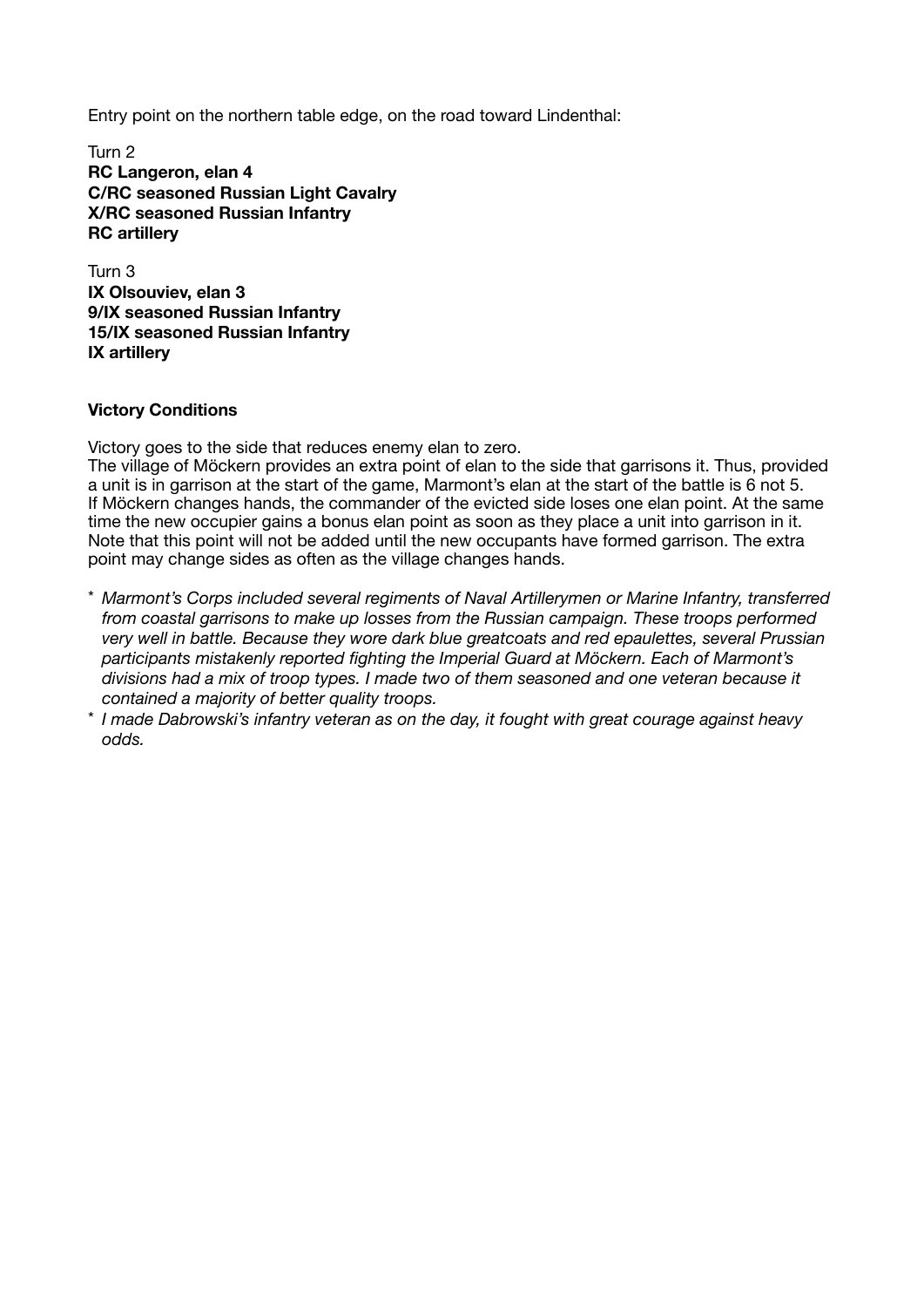Entry point on the northern table edge, on the road toward Lindenthal:

Turn 2
**RC Langeron, elan 4**
**C/RC seasoned Russian Light Cavalry**
**X/RC seasoned Russian Infantry**
**RC artillery**

Turn 3
**IX Olsouviev, elan 3**
**9/IX seasoned Russian Infantry**
**15/IX seasoned Russian Infantry**
**IX artillery**

**Victory Conditions**

Victory goes to the side that reduces enemy elan to zero.
The village of Möckern provides an extra point of elan to the side that garrisons it. Thus, provided a unit is in garrison at the start of the game, Marmont's elan at the start of the battle is 6 not 5. If Möckern changes hands, the commander of the evicted side loses one elan point. At the same time the new occupier gains a bonus elan point as soon as they place a unit into garrison in it. Note that this point will not be added until the new occupants have formed garrison. The extra point may change sides as often as the village changes hands.

* *Marmont's Corps included several regiments of Naval Artillerymen or Marine Infantry, transferred from coastal garrisons to make up losses from the Russian campaign. These troops performed very well in battle. Because they wore dark blue greatcoats and red epaulettes, several Prussian participants mistakenly reported fighting the Imperial Guard at Möckern. Each of Marmont's divisions had a mix of troop types. I made two of them seasoned and one veteran because it contained a majority of better quality troops.*
* *I made Dabrowski's infantry veteran as on the day, it fought with great courage against heavy odds.*